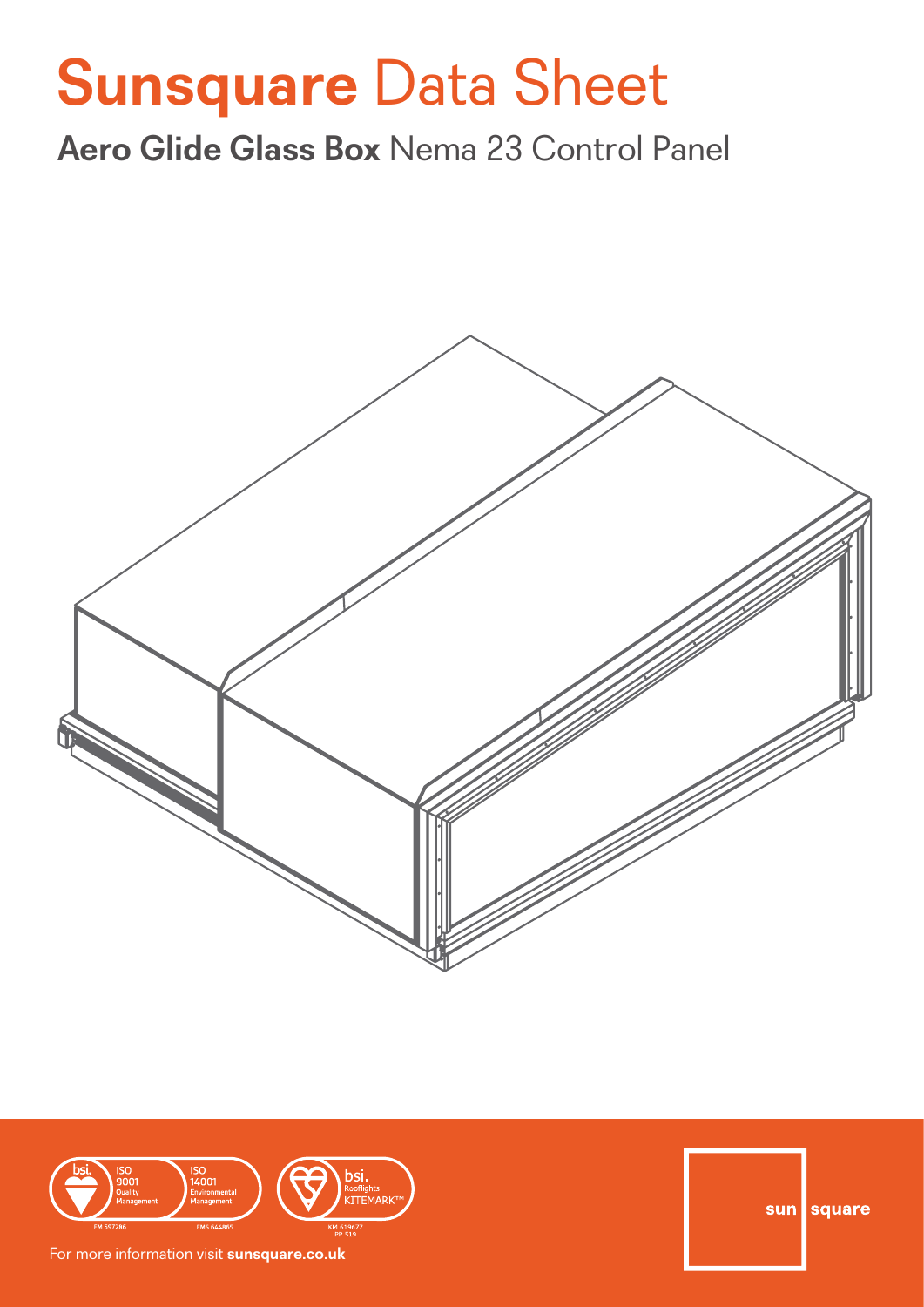# Sunsquare Data Sheet

## **Aero Glide Glass Box** Nema 23 Control Panel

ISO 9001 Quality Management FM 597286

ISO 14001 Environmental Management EMS 644865

bsi. Rooflights KITEMARK™ KM 619677 PP 519

For more information visit **sunsquare.co.uk**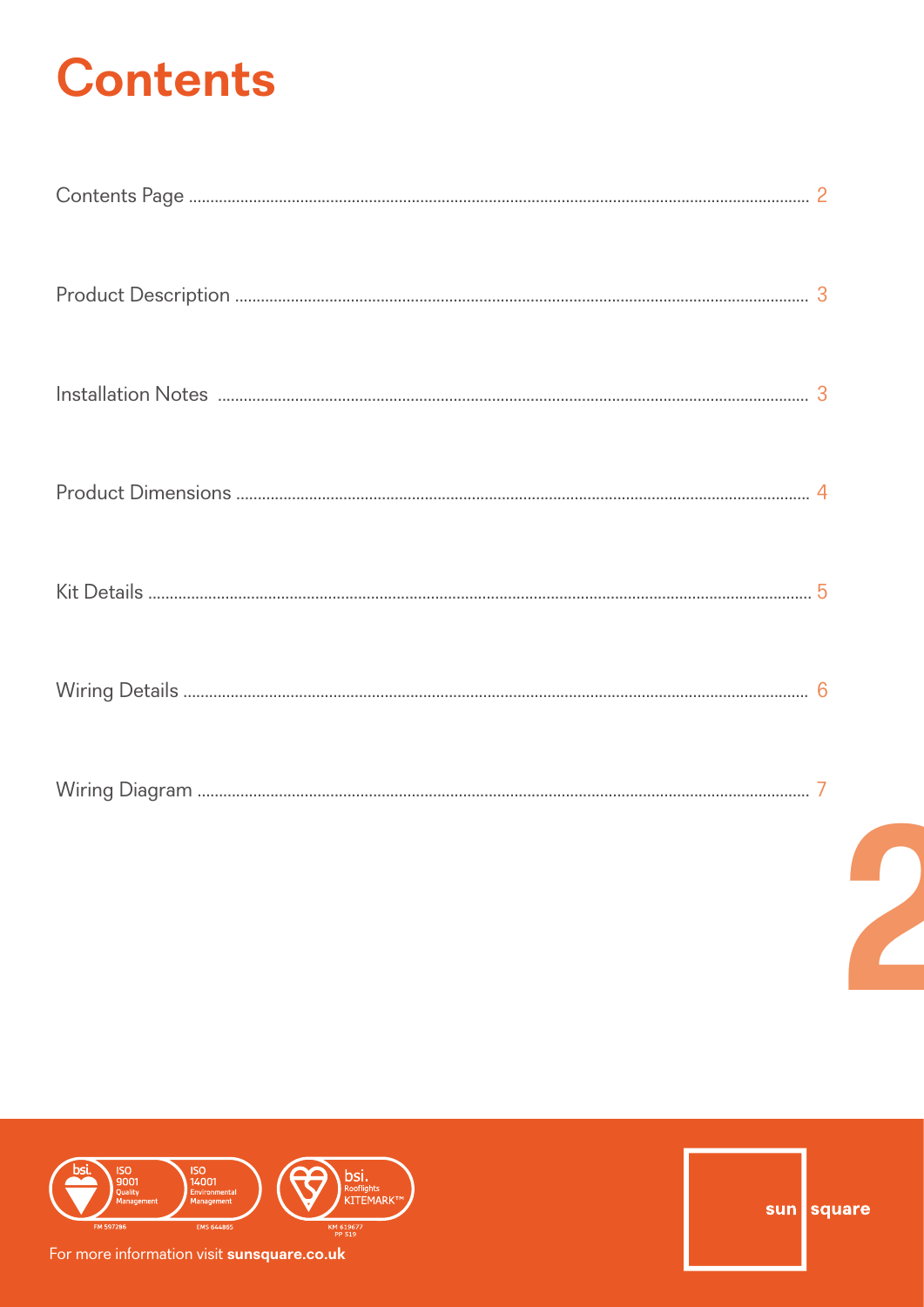# Contents

| | |
|---|---|
| Contents Page | 2 |
| Product Description | 3 |
| Installation Notes | 3 |
| Product Dimensions | 4 |
| Kit Details | 5 |
| Wiring Details | 6 |
| Wiring Diagram | 7 |

For more information visit **sunsquare.co.uk**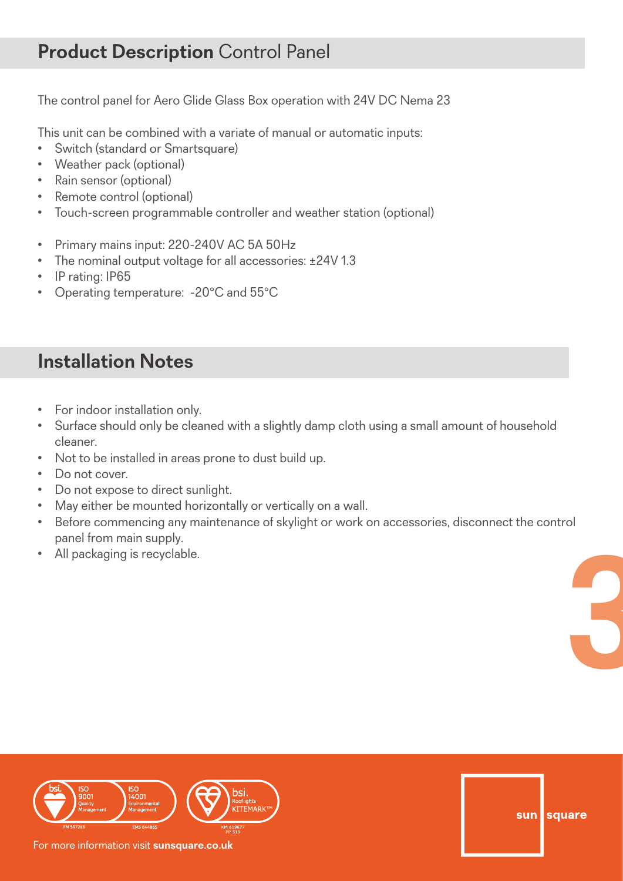## **Product Description** Control Panel

The control panel for Aero Glide Glass Box operation with 24V DC Nema 23

This unit can be combined with a variate of manual or automatic inputs:

- Switch (standard or Smartsquare)
- Weather pack (optional)
- Rain sensor (optional)
- Remote control (optional)
- Touch-screen programmable controller and weather station (optional)

- Primary mains input: 220-240V AC 5A 50Hz
- The nominal output voltage for all accessories: ±24V 1.3
- IP rating: IP65
- Operating temperature: -20°C and 55°C

## Installation Notes

- For indoor installation only.
- Surface should only be cleaned with a slightly damp cloth using a small amount of household cleaner.
- Not to be installed in areas prone to dust build up.
- Do not cover.
- Do not expose to direct sunlight.
- May either be mounted horizontally or vertically on a wall.
- Before commencing any maintenance of skylight or work on accessories, disconnect the control panel from main supply.
- All packaging is recyclable.

For more information visit **sunsquare.co.uk**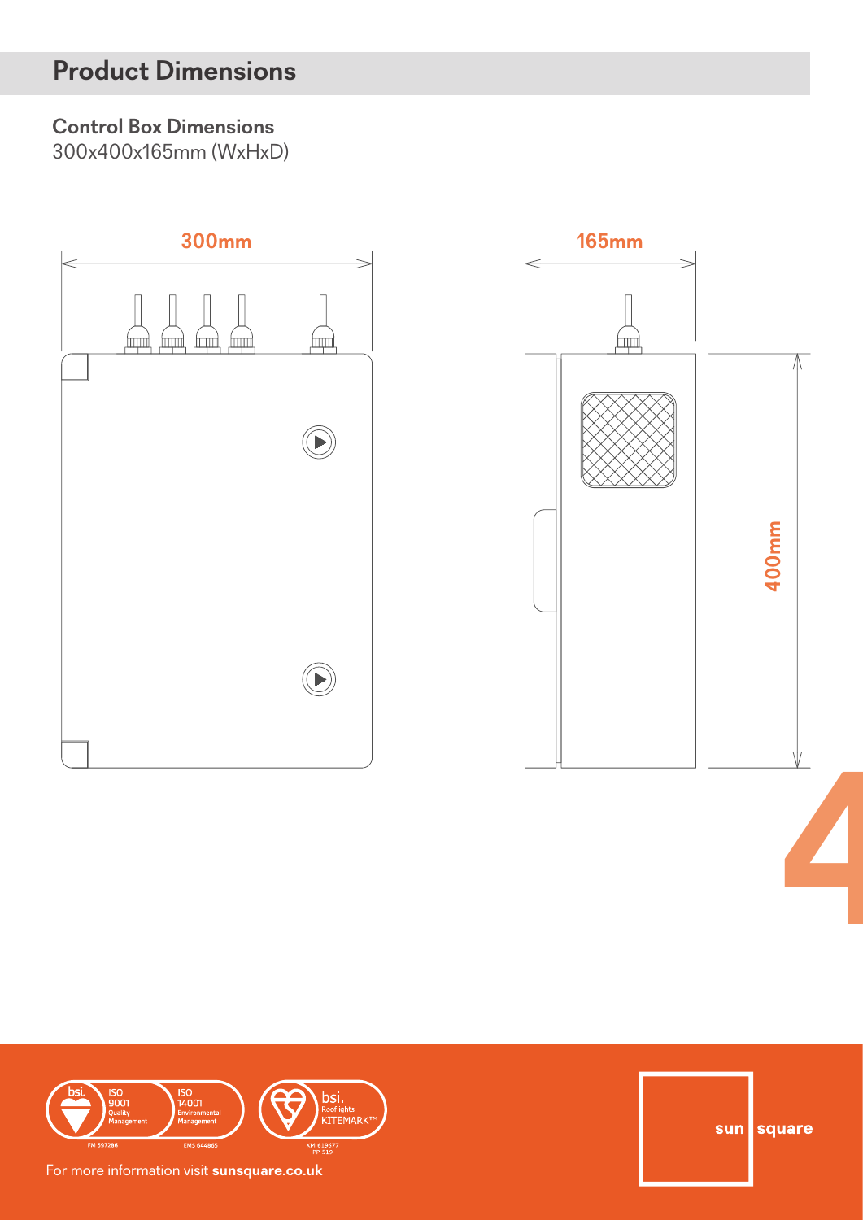## Product Dimensions

**Control Box Dimensions**

300x400x165mm (WxHxD)

300mm

165mm

400mm

For more information visit **sunsquare.co.uk**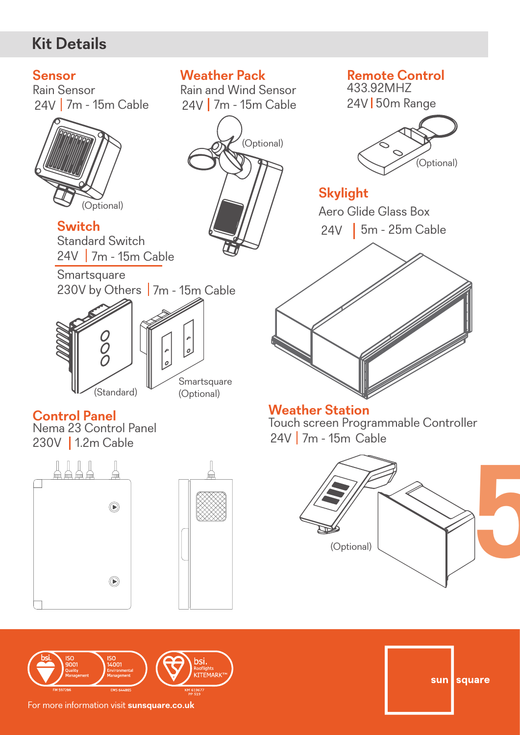## Kit Details

### Sensor
Rain Sensor
24V | 7m - 15m Cable

(Optional)

### Weather Pack
Rain and Wind Sensor
24V | 7m - 15m Cable

(Optional)

### Remote Control
433.92MHZ
24V | 50m Range

(Optional)

### Switch
Standard Switch
24V | 7m - 15m Cable

Smartsquare
230V by Others | 7m - 15m Cable

(Standard)

Smartsquare
(Optional)

### Skylight
Aero Glide Glass Box
24V | 5m - 25m Cable

### Control Panel
Nema 23 Control Panel
230V | 1.2m Cable

### Weather Station
Touch screen Programmable Controller
24V | 7m - 15m Cable

(Optional)

ISO 9001 Quality Management FM 597286
ISO 14001 Environmental Management EMS 644865
bsi. Rooflights KITEMARK™ KM 619677 PP 519

For more information visit **sunsquare.co.uk**

sun | square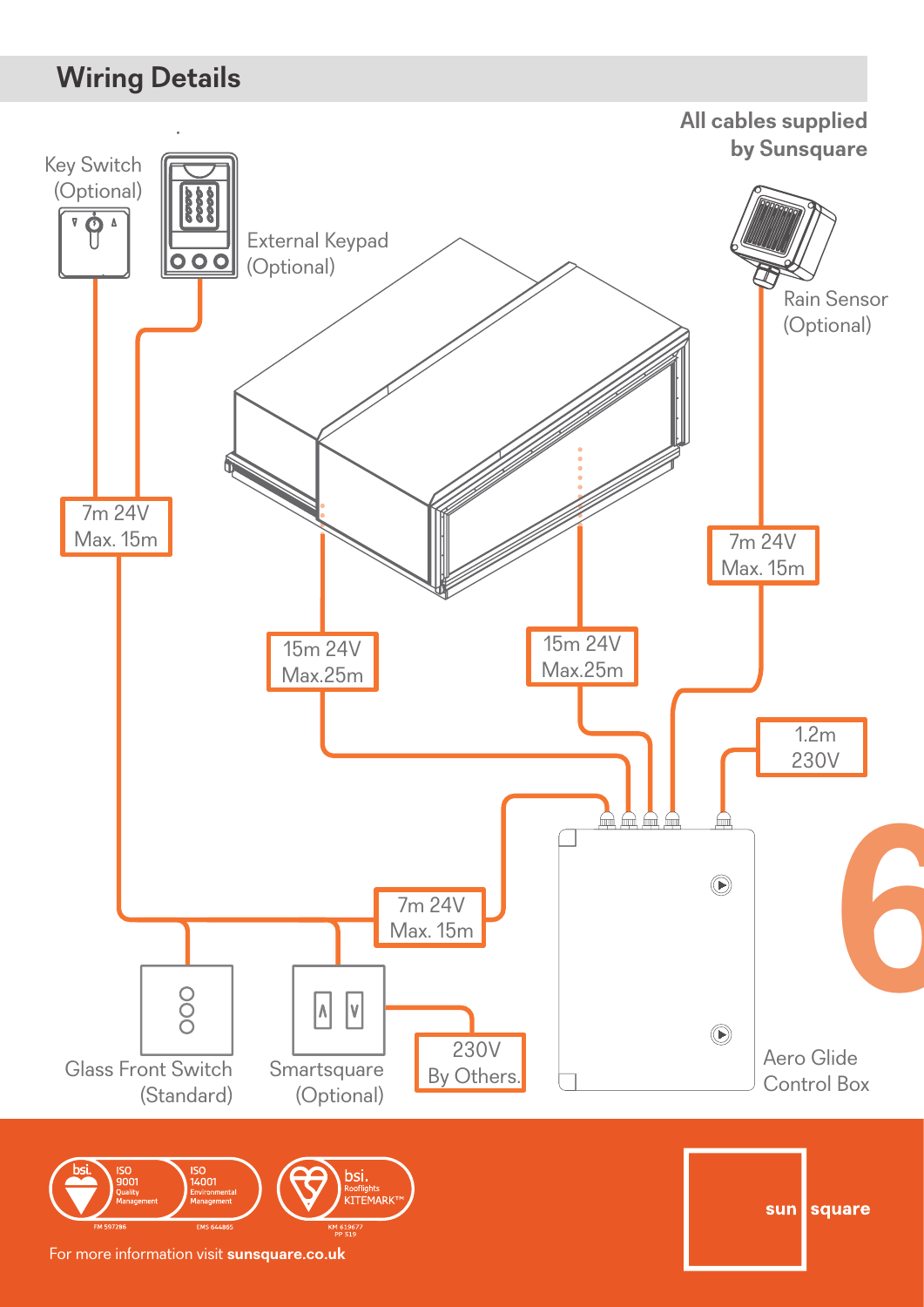## Wiring Details

**All cables supplied by Sunsquare**

Key Switch (Optional)

External Keypad (Optional)

Rain Sensor (Optional)

7m 24V Max. 15m

15m 24V Max.25m

15m 24V Max.25m

7m 24V Max. 15m

1.2m 230V

7m 24V Max. 15m

Glass Front Switch (Standard)

Smartsquare (Optional)

230V By Others.

Aero Glide Control Box

For more information visit **sunsquare.co.uk**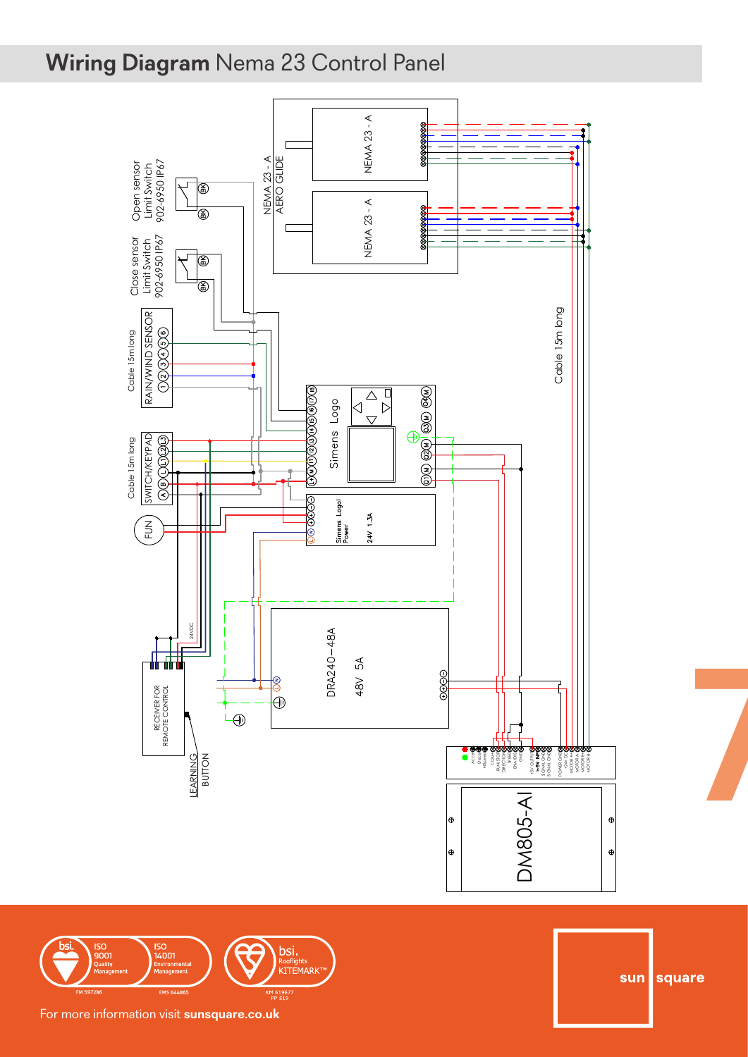# **Wiring Diagram** Nema 23 Control Panel

Open sensor
Limit Switch
902-6950 IP67

Close sensor
Limit Switch
902-6950 IP67

NEMA 23 - A
AERO GLIDE

NEMA 23 - A

NEMA 23 - A

Cable 15m long

RAIN/WIND SENSOR

Cable 15m long

SWITCH/KEYPAD

FUN

Simens Logo

Simens Logo! Power
24V 1.3A

DRA240-48A
48V 5A

RECEIVER FOR REMOTE CONTROL

LEARNING BUTTON

24VDC

DM805-AI

For more information visit **sunsquare.co.uk**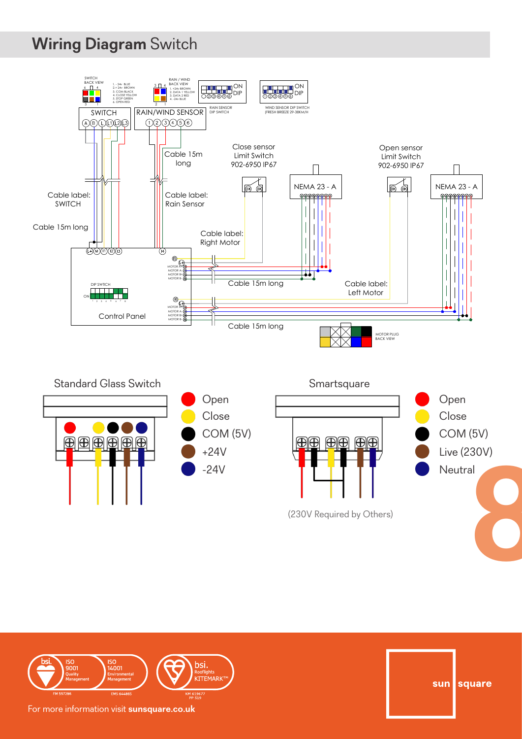## **Wiring Diagram** Switch

SWITCH BACK VIEW

1. - 24v BLUE
2. + 24v BROWN
3. COM BLACK
4. CLOSE YELLOW
5. STOP GREEN
6. OPEN RED

RAIN / WIND BACK VIEW

1. +24v BROWN
2. DATA 1 YELLOW
3. DATA 2 RED
4. -24v BLUE

RAIN SENSOR DIP SWITCH

WIND SENSOR DIP SWITCH (FRESH BREEZE 29-38KM/H

SWITCH

A B L L1 L2 L3

RAIN/WIND SENSOR

1 2 3 4 5 6

Cable 15m long

Close sensor Limit Switch 902-6950 IP67

Open sensor Limit Switch 902-6950 IP67

NEMA 23 - A

NEMA 23 - A

Cable label: SWITCH

Cable label: Rain Sensor

Cable 15m long

Cable label: Right Motor

Cable 15m long

Cable label: Left Motor

Cable 15m long

DIP SWTICH

Control Panel

MOTOR PLUG BACK VIEW

### Standard Glass Switch

- Open
- Close
- COM (5V)
- +24V
- -24V

### Smartsquare

- Open
- Close
- COM (5V)
- Live (230V)
- Neutral

(230V Required by Others)

ISO 9001 Quality Management FM 597286

ISO 14001 Environmental Management EMS 644865

bsi. Rooflights KITEMARK™ KM 619677 PP 519

For more information visit **sunsquare.co.uk**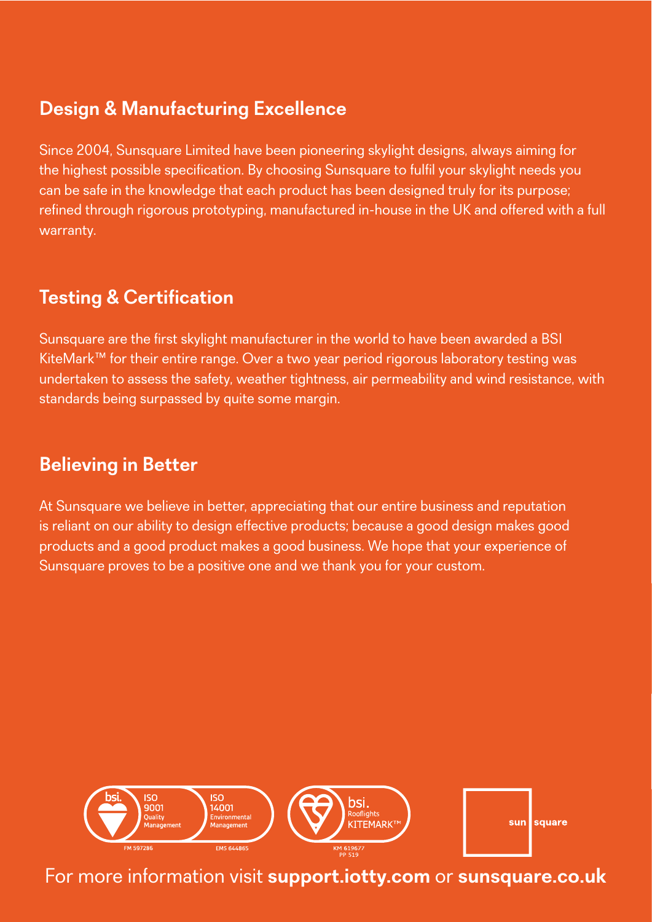## Design & Manufacturing Excellence

Since 2004, Sunsquare Limited have been pioneering skylight designs, always aiming for the highest possible specification. By choosing Sunsquare to fulfil your skylight needs you can be safe in the knowledge that each product has been designed truly for its purpose; refined through rigorous prototyping, manufactured in-house in the UK and offered with a full warranty.

## Testing & Certification

Sunsquare are the first skylight manufacturer in the world to have been awarded a BSI KiteMark™ for their entire range. Over a two year period rigorous laboratory testing was undertaken to assess the safety, weather tightness, air permeability and wind resistance, with standards being surpassed by quite some margin.

## Believing in Better

At Sunsquare we believe in better, appreciating that our entire business and reputation is reliant on our ability to design effective products; because a good design makes good products and a good product makes a good business. We hope that your experience of Sunsquare proves to be a positive one and we thank you for your custom.

bsi. ISO 9001 Quality Management FM 597286

ISO 14001 Environmental Management EMS 644865

bsi. Rooflights KITEMARK™ KM 619677 PP 519

sun square

For more information visit **support.iotty.com** or **sunsquare.co.uk**